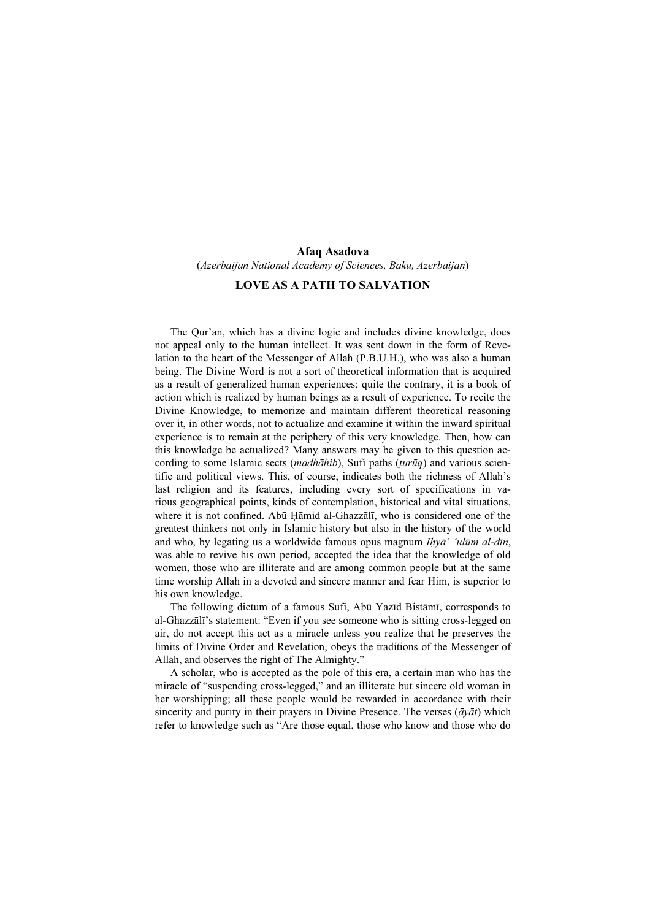**Afaq Asadova**

(*Azerbaijan National Academy of Sciences, Baku, Azerbaijan*)

# LOVE AS A PATH TO SALVATION

The Qur'an, which has a divine logic and includes divine knowledge, does not appeal only to the human intellect. It was sent down in the form of Revelation to the heart of the Messenger of Allah (P.B.U.H.), who was also a human being. The Divine Word is not a sort of theoretical information that is acquired as a result of generalized human experiences; quite the contrary, it is a book of action which is realized by human beings as a result of experience. To recite the Divine Knowledge, to memorize and maintain different theoretical reasoning over it, in other words, not to actualize and examine it within the inward spiritual experience is to remain at the periphery of this very knowledge. Then, how can this knowledge be actualized? Many answers may be given to this question according to some Islamic sects (*madhāhib*), Sufi paths (*ṭurūq*) and various scientific and political views. This, of course, indicates both the richness of Allah's last religion and its features, including every sort of specifications in various geographical points, kinds of contemplation, historical and vital situations, where it is not confined. Abū Ḥāmid al-Ghazzālī, who is considered one of the greatest thinkers not only in Islamic history but also in the history of the world and who, by legating us a worldwide famous opus magnum *Iḥyā' 'ulūm al-dīn*, was able to revive his own period, accepted the idea that the knowledge of old women, those who are illiterate and are among common people but at the same time worship Allah in a devoted and sincere manner and fear Him, is superior to his own knowledge.

The following dictum of a famous Sufi, Abū Yazīd Bistāmī, corresponds to al-Ghazzālī's statement: "Even if you see someone who is sitting cross-legged on air, do not accept this act as a miracle unless you realize that he preserves the limits of Divine Order and Revelation, obeys the traditions of the Messenger of Allah, and observes the right of The Almighty."

A scholar, who is accepted as the pole of this era, a certain man who has the miracle of "suspending cross-legged," and an illiterate but sincere old woman in her worshipping; all these people would be rewarded in accordance with their sincerity and purity in their prayers in Divine Presence. The verses (*āyāt*) which refer to knowledge such as "Are those equal, those who know and those who do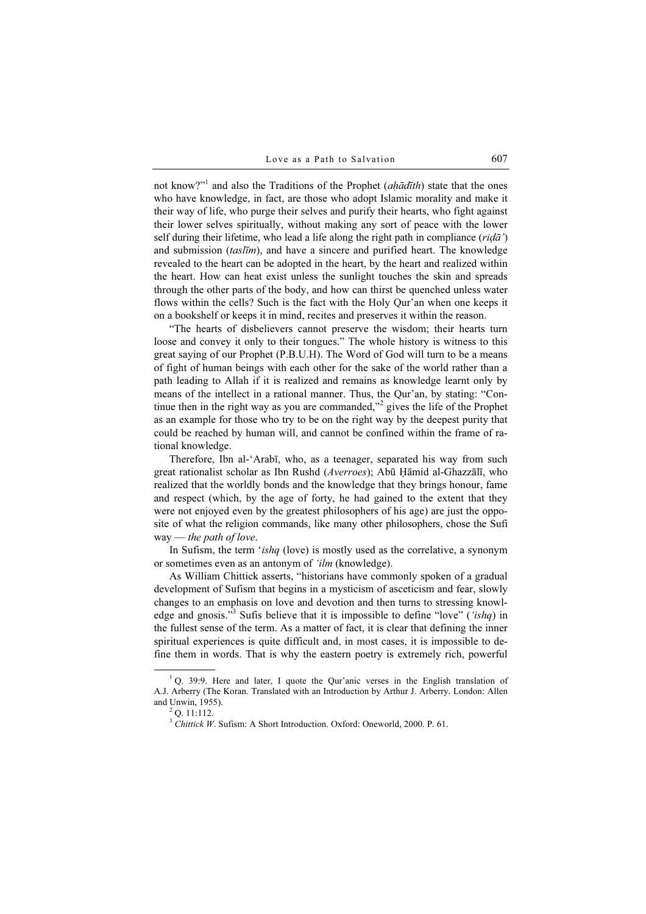not know?"[1] and also the Traditions of the Prophet (*aḥādīth*) state that the ones who have knowledge, in fact, are those who adopt Islamic morality and make it their way of life, who purge their selves and purify their hearts, who fight against their lower selves spiritually, without making any sort of peace with the lower self during their lifetime, who lead a life along the right path in compliance (*riḍā'*) and submission (*taslīm*), and have a sincere and purified heart. The knowledge revealed to the heart can be adopted in the heart, by the heart and realized within the heart. How can heat exist unless the sunlight touches the skin and spreads through the other parts of the body, and how can thirst be quenched unless water flows within the cells? Such is the fact with the Holy Qur'an when one keeps it on a bookshelf or keeps it in mind, recites and preserves it within the reason.

"The hearts of disbelievers cannot preserve the wisdom; their hearts turn loose and convey it only to their tongues." The whole history is witness to this great saying of our Prophet (P.B.U.H). The Word of God will turn to be a means of fight of human beings with each other for the sake of the world rather than a path leading to Allah if it is realized and remains as knowledge learnt only by means of the intellect in a rational manner. Thus, the Qur'an, by stating: "Continue then in the right way as you are commanded,"[2] gives the life of the Prophet as an example for those who try to be on the right way by the deepest purity that could be reached by human will, and cannot be confined within the frame of rational knowledge.

Therefore, Ibn al-'Arabī, who, as a teenager, separated his way from such great rationalist scholar as Ibn Rushd (*Averroes*); Abū Ḥāmid al-Ghazzālī, who realized that the worldly bonds and the knowledge that they brings honour, fame and respect (which, by the age of forty, he had gained to the extent that they were not enjoyed even by the greatest philosophers of his age) are just the opposite of what the religion commands, like many other philosophers, chose the Sufi way — *the path of love*.

In Sufism, the term '*ishq* (love) is mostly used as the correlative, a synonym or sometimes even as an antonym of *'ilm* (knowledge).

As William Chittick asserts, "historians have commonly spoken of a gradual development of Sufism that begins in a mysticism of asceticism and fear, slowly changes to an emphasis on love and devotion and then turns to stressing knowledge and gnosis."[3] Sufis believe that it is impossible to define "love" (*'ishq*) in the fullest sense of the term. As a matter of fact, it is clear that defining the inner spiritual experiences is quite difficult and, in most cases, it is impossible to define them in words. That is why the eastern poetry is extremely rich, powerful

---

[1] Q. 39:9. Here and later, I quote the Qur'anic verses in the English translation of A.J. Arberry (The Koran. Translated with an Introduction by Arthur J. Arberry. London: Allen and Unwin, 1955).

[2] Q. 11:112.

[3] *Chittick W*. Sufism: A Short Introduction. Oxford: Oneworld, 2000. P. 61.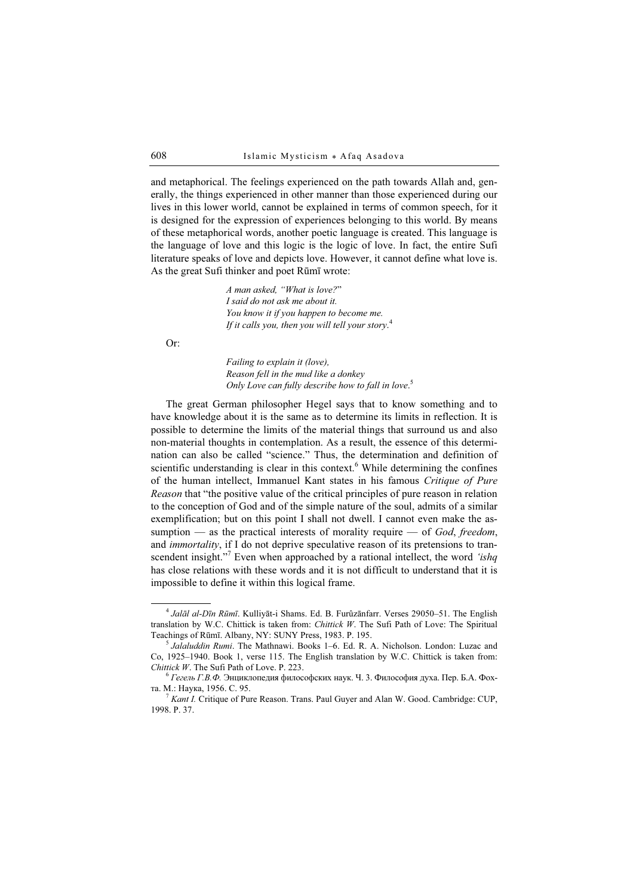and metaphorical. The feelings experienced on the path towards Allah and, generally, the things experienced in other manner than those experienced during our lives in this lower world, cannot be explained in terms of common speech, for it is designed for the expression of experiences belonging to this world. By means of these metaphorical words, another poetic language is created. This language is the language of love and this logic is the logic of love. In fact, the entire Sufi literature speaks of love and depicts love. However, it cannot define what love is. As the great Sufi thinker and poet Rūmī wrote:

> *A man asked, "What is love?"*
> *I said do not ask me about it.*
> *You know it if you happen to become me.*
> *If it calls you, then you will tell your story.*[4]

Or:

> *Failing to explain it (love),*
> *Reason fell in the mud like a donkey*
> *Only Love can fully describe how to fall in love.*[5]

The great German philosopher Hegel says that to know something and to have knowledge about it is the same as to determine its limits in reflection. It is possible to determine the limits of the material things that surround us and also non-material thoughts in contemplation. As a result, the essence of this determination can also be called "science." Thus, the determination and definition of scientific understanding is clear in this context.[6] While determining the confines of the human intellect, Immanuel Kant states in his famous *Critique of Pure Reason* that "the positive value of the critical principles of pure reason in relation to the conception of God and of the simple nature of the soul, admits of a similar exemplification; but on this point I shall not dwell. I cannot even make the assumption — as the practical interests of morality require — of *God*, *freedom*, and *immortality*, if I do not deprive speculative reason of its pretensions to transcendent insight."[7] Even when approached by a rational intellect, the word *'ishq* has close relations with these words and it is not difficult to understand that it is impossible to define it within this logical frame.

---

[4] *Jalāl al-Dīn Rūmī*. Kulliyāt-i Shams. Ed. B. Furūzānfarr. Verses 29050–51. The English translation by W.C. Chittick is taken from: *Chittick W*. The Sufi Path of Love: The Spiritual Teachings of Rūmī. Albany, NY: SUNY Press, 1983. P. 195.

[5] *Jalaluddin Rumi*. The Mathnawi. Books 1–6. Ed. R. A. Nicholson. London: Luzac and Co, 1925–1940. Book 1, verse 115. The English translation by W.C. Chittick is taken from: *Chittick W*. The Sufi Path of Love. P. 223.

[6] *Гегель Г.В.Ф.* Энциклопедия философских наук. Ч. 3. Философия духа. Пер. Б.А. Фохта. М.: Наука, 1956. С. 95.

[7] *Kant I.* Critique of Pure Reason. Trans. Paul Guyer and Alan W. Good. Cambridge: CUP, 1998. P. 37.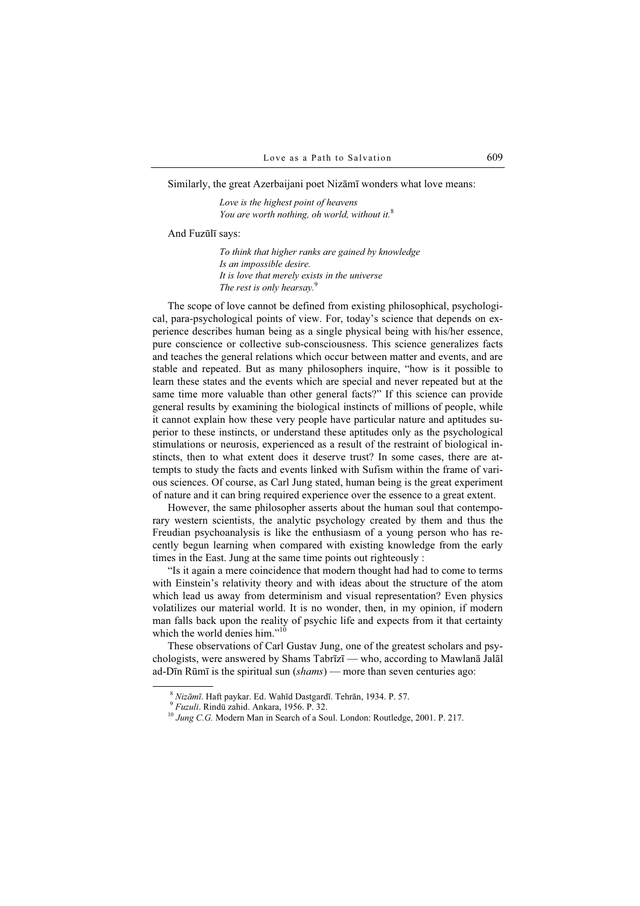Similarly, the great Azerbaijani poet Nizāmī wonders what love means:

> *Love is the highest point of heavens*
> *You are worth nothing, oh world, without it.*[8]

And Fuzūlī says:

> *To think that higher ranks are gained by knowledge*
> *Is an impossible desire.*
> *It is love that merely exists in the universe*
> *The rest is only hearsay.*[9]

The scope of love cannot be defined from existing philosophical, psychological, para-psychological points of view. For, today's science that depends on experience describes human being as a single physical being with his/her essence, pure conscience or collective sub-consciousness. This science generalizes facts and teaches the general relations which occur between matter and events, and are stable and repeated. But as many philosophers inquire, "how is it possible to learn these states and the events which are special and never repeated but at the same time more valuable than other general facts?" If this science can provide general results by examining the biological instincts of millions of people, while it cannot explain how these very people have particular nature and aptitudes superior to these instincts, or understand these aptitudes only as the psychological stimulations or neurosis, experienced as a result of the restraint of biological instincts, then to what extent does it deserve trust? In some cases, there are attempts to study the facts and events linked with Sufism within the frame of various sciences. Of course, as Carl Jung stated, human being is the great experiment of nature and it can bring required experience over the essence to a great extent.

However, the same philosopher asserts about the human soul that contemporary western scientists, the analytic psychology created by them and thus the Freudian psychoanalysis is like the enthusiasm of a young person who has recently begun learning when compared with existing knowledge from the early times in the East. Jung at the same time points out righteously :

"Is it again a mere coincidence that modern thought had had to come to terms with Einstein's relativity theory and with ideas about the structure of the atom which lead us away from determinism and visual representation? Even physics volatilizes our material world. It is no wonder, then, in my opinion, if modern man falls back upon the reality of psychic life and expects from it that certainty which the world denies him."[10]

These observations of Carl Gustav Jung, one of the greatest scholars and psychologists, were answered by Shams Tabrīzī — who, according to Mawlanā Jalāl ad-Dīn Rūmī is the spiritual sun (*shams*) — more than seven centuries ago:

---

[8] *Nizāmī*. Haft paykar. Ed. Wahīd Dastgardī. Tehrān, 1934. P. 57.

[9] *Fuzuli*. Rindü zahid. Ankara, 1956. P. 32.

[10] *Jung C.G.* Modern Man in Search of a Soul. London: Routledge, 2001. P. 217.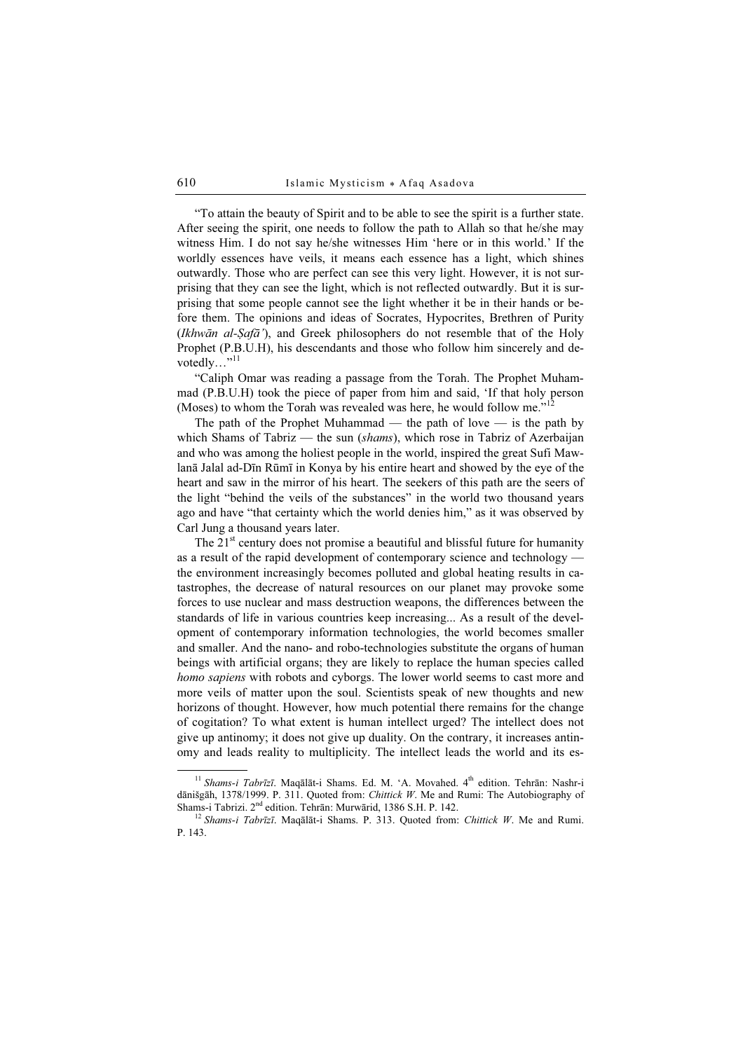"To attain the beauty of Spirit and to be able to see the spirit is a further state. After seeing the spirit, one needs to follow the path to Allah so that he/she may witness Him. I do not say he/she witnesses Him 'here or in this world.' If the worldly essences have veils, it means each essence has a light, which shines outwardly. Those who are perfect can see this very light. However, it is not surprising that they can see the light, which is not reflected outwardly. But it is surprising that some people cannot see the light whether it be in their hands or before them. The opinions and ideas of Socrates, Hypocrites, Brethren of Purity (*Ikhwān al-Ṣafā'*), and Greek philosophers do not resemble that of the Holy Prophet (P.B.U.H), his descendants and those who follow him sincerely and devotedly…"[11]

"Caliph Omar was reading a passage from the Torah. The Prophet Muhammad (P.B.U.H) took the piece of paper from him and said, 'If that holy person (Moses) to whom the Torah was revealed was here, he would follow me.'"[12]

The path of the Prophet Muhammad — the path of love — is the path by which Shams of Tabriz — the sun (*shams*), which rose in Tabriz of Azerbaijan and who was among the holiest people in the world, inspired the great Sufi Mawlanā Jalal ad-Dīn Rūmī in Konya by his entire heart and showed by the eye of the heart and saw in the mirror of his heart. The seekers of this path are the seers of the light "behind the veils of the substances" in the world two thousand years ago and have "that certainty which the world denies him," as it was observed by Carl Jung a thousand years later.

The 21st century does not promise a beautiful and blissful future for humanity as a result of the rapid development of contemporary science and technology — the environment increasingly becomes polluted and global heating results in catastrophes, the decrease of natural resources on our planet may provoke some forces to use nuclear and mass destruction weapons, the differences between the standards of life in various countries keep increasing... As a result of the development of contemporary information technologies, the world becomes smaller and smaller. And the nano- and robo-technologies substitute the organs of human beings with artificial organs; they are likely to replace the human species called *homo sapiens* with robots and cyborgs. The lower world seems to cast more and more veils of matter upon the soul. Scientists speak of new thoughts and new horizons of thought. However, how much potential there remains for the change of cogitation? To what extent is human intellect urged? The intellect does not give up antinomy; it does not give up duality. On the contrary, it increases antinomy and leads reality to multiplicity. The intellect leads the world and its es-

---

[11] *Shams-i Tabrīzī*. Maqālāt-i Shams. Ed. M. 'A. Movahed. 4th edition. Tehrān: Nashr-i dānišgāh, 1378/1999. P. 311. Quoted from: *Chittick W*. Me and Rumi: The Autobiography of Shams-i Tabrizi. 2nd edition. Tehrān: Murwārid, 1386 S.H. P. 142.

[12] *Shams-i Tabrīzī*. Maqālāt-i Shams. P. 313. Quoted from: *Chittick W*. Me and Rumi. P. 143.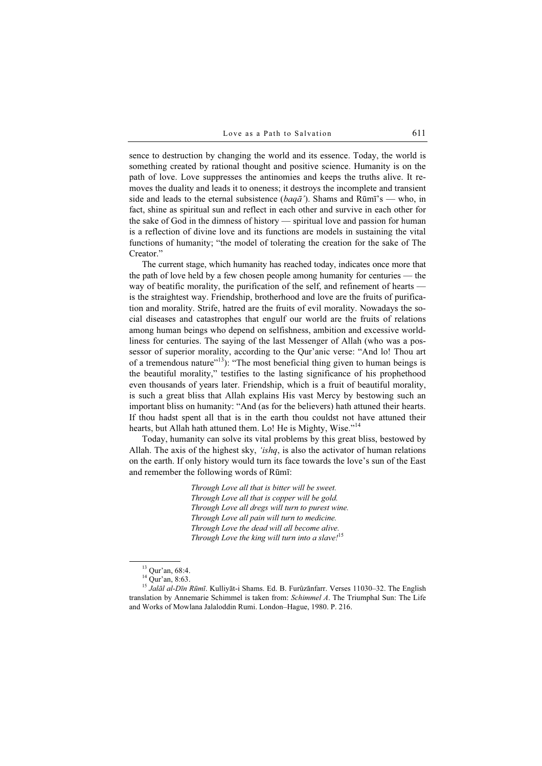sence to destruction by changing the world and its essence. Today, the world is something created by rational thought and positive science. Humanity is on the path of love. Love suppresses the antinomies and keeps the truths alive. It removes the duality and leads it to oneness; it destroys the incomplete and transient side and leads to the eternal subsistence (*baqā'*). Shams and Rūmī's — who, in fact, shine as spiritual sun and reflect in each other and survive in each other for the sake of God in the dimness of history — spiritual love and passion for human is a reflection of divine love and its functions are models in sustaining the vital functions of humanity; "the model of tolerating the creation for the sake of The Creator."

The current stage, which humanity has reached today, indicates once more that the path of love held by a few chosen people among humanity for centuries — the way of beatific morality, the purification of the self, and refinement of hearts — is the straightest way. Friendship, brotherhood and love are the fruits of purification and morality. Strife, hatred are the fruits of evil morality. Nowadays the social diseases and catastrophes that engulf our world are the fruits of relations among human beings who depend on selfishness, ambition and excessive worldliness for centuries. The saying of the last Messenger of Allah (who was a possessor of superior morality, according to the Qur'anic verse: "And lo! Thou art of a tremendous nature"[13]): "The most beneficial thing given to human beings is the beautiful morality," testifies to the lasting significance of his prophethood even thousands of years later. Friendship, which is a fruit of beautiful morality, is such a great bliss that Allah explains His vast Mercy by bestowing such an important bliss on humanity: "And (as for the believers) hath attuned their hearts. If thou hadst spent all that is in the earth thou couldst not have attuned their hearts, but Allah hath attuned them. Lo! He is Mighty, Wise."[14]

Today, humanity can solve its vital problems by this great bliss, bestowed by Allah. The axis of the highest sky, *'ishq*, is also the activator of human relations on the earth. If only history would turn its face towards the love's sun of the East and remember the following words of Rūmī:

> *Through Love all that is bitter will be sweet.*
> *Through Love all that is copper will be gold.*
> *Through Love all dregs will turn to purest wine.*
> *Through Love all pain will turn to medicine.*
> *Through Love the dead will all become alive.*
> *Through Love the king will turn into a slave!*[15]

---

[13] Qur'an, 68:4.

[14] Qur'an, 8:63.

[15] *Jalāl al-Dīn Rūmī*. Kulliyāt-i Shams. Ed. B. Furûzānfarr. Verses 11030–32. The English translation by Annemarie Schimmel is taken from: *Schimmel A*. The Triumphal Sun: The Life and Works of Mowlana Jalaloddin Rumi. London–Hague, 1980. P. 216.